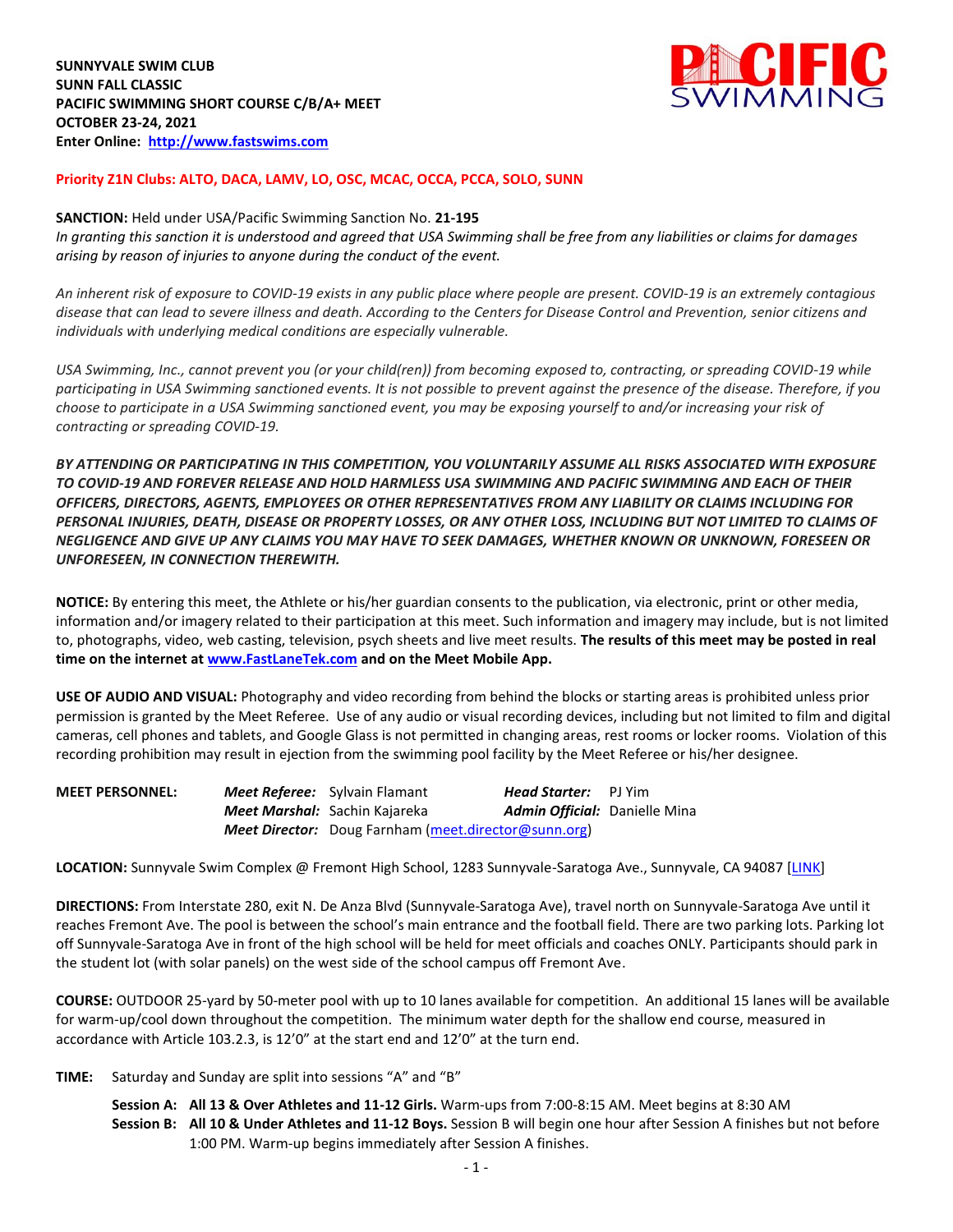**SUNNYVALE SWIM CLUB**
**SUNN FALL CLASSIC**
**PACIFIC SWIMMING SHORT COURSE C/B/A+ MEET**
**OCTOBER 23-24, 2021**
**Enter Online: [http://www.fastswims.com](http://www.fastswims.com)**

**Priority Z1N Clubs: ALTO, DACA, LAMV, LO, OSC, MCAC, OCCA, PCCA, SOLO, SUNN**

**SANCTION:** Held under USA/Pacific Swimming Sanction No. **21-195**
*In granting this sanction it is understood and agreed that USA Swimming shall be free from any liabilities or claims for damages arising by reason of injuries to anyone during the conduct of the event.*

*An inherent risk of exposure to COVID-19 exists in any public place where people are present. COVID-19 is an extremely contagious disease that can lead to severe illness and death. According to the Centers for Disease Control and Prevention, senior citizens and individuals with underlying medical conditions are especially vulnerable.*

*USA Swimming, Inc., cannot prevent you (or your child(ren)) from becoming exposed to, contracting, or spreading COVID-19 while participating in USA Swimming sanctioned events. It is not possible to prevent against the presence of the disease. Therefore, if you choose to participate in a USA Swimming sanctioned event, you may be exposing yourself to and/or increasing your risk of contracting or spreading COVID-19.*

***BY ATTENDING OR PARTICIPATING IN THIS COMPETITION, YOU VOLUNTARILY ASSUME ALL RISKS ASSOCIATED WITH EXPOSURE TO COVID-19 AND FOREVER RELEASE AND HOLD HARMLESS USA SWIMMING AND PACIFIC SWIMMING AND EACH OF THEIR OFFICERS, DIRECTORS, AGENTS, EMPLOYEES OR OTHER REPRESENTATIVES FROM ANY LIABILITY OR CLAIMS INCLUDING FOR PERSONAL INJURIES, DEATH, DISEASE OR PROPERTY LOSSES, OR ANY OTHER LOSS, INCLUDING BUT NOT LIMITED TO CLAIMS OF NEGLIGENCE AND GIVE UP ANY CLAIMS YOU MAY HAVE TO SEEK DAMAGES, WHETHER KNOWN OR UNKNOWN, FORESEEN OR UNFORESEEN, IN CONNECTION THEREWITH.***

**NOTICE:** By entering this meet, the Athlete or his/her guardian consents to the publication, via electronic, print or other media, information and/or imagery related to their participation at this meet. Such information and imagery may include, but is not limited to, photographs, video, web casting, television, psych sheets and live meet results. **The results of this meet may be posted in real time on the internet at [www.FastLaneTek.com](http://www.FastLaneTek.com) and on the Meet Mobile App.**

**USE OF AUDIO AND VISUAL:** Photography and video recording from behind the blocks or starting areas is prohibited unless prior permission is granted by the Meet Referee. Use of any audio or visual recording devices, including but not limited to film and digital cameras, cell phones and tablets, and Google Glass is not permitted in changing areas, rest rooms or locker rooms. Violation of this recording prohibition may result in ejection from the swimming pool facility by the Meet Referee or his/her designee.

**MEET PERSONNEL:**
***Meet Referee:*** Sylvain Flamant — ***Head Starter:*** PJ Yim
***Meet Marshal:*** Sachin Kajareka — ***Admin Official:*** Danielle Mina
***Meet Director:*** Doug Farnham (meet.director@sunn.org)

**LOCATION:** Sunnyvale Swim Complex @ Fremont High School, 1283 Sunnyvale-Saratoga Ave., Sunnyvale, CA 94087 [LINK]

**DIRECTIONS:** From Interstate 280, exit N. De Anza Blvd (Sunnyvale-Saratoga Ave), travel north on Sunnyvale-Saratoga Ave until it reaches Fremont Ave. The pool is between the school's main entrance and the football field. There are two parking lots. Parking lot off Sunnyvale-Saratoga Ave in front of the high school will be held for meet officials and coaches ONLY. Participants should park in the student lot (with solar panels) on the west side of the school campus off Fremont Ave.

**COURSE:** OUTDOOR 25-yard by 50-meter pool with up to 10 lanes available for competition. An additional 15 lanes will be available for warm-up/cool down throughout the competition. The minimum water depth for the shallow end course, measured in accordance with Article 103.2.3, is 12'0" at the start end and 12'0" at the turn end.

**TIME:** Saturday and Sunday are split into sessions "A" and "B"

**Session A: All 13 & Over Athletes and 11-12 Girls.** Warm-ups from 7:00-8:15 AM. Meet begins at 8:30 AM
**Session B: All 10 & Under Athletes and 11-12 Boys.** Session B will begin one hour after Session A finishes but not before 1:00 PM. Warm-up begins immediately after Session A finishes.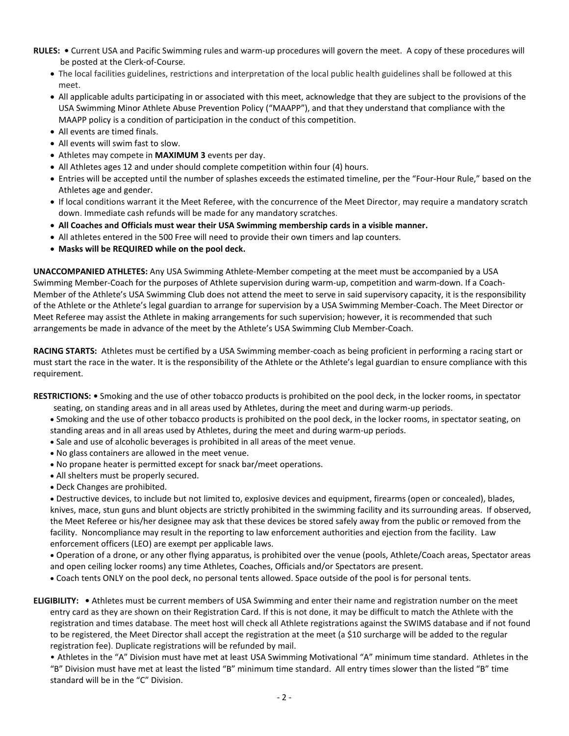**RULES:** • Current USA and Pacific Swimming rules and warm-up procedures will govern the meet. A copy of these procedures will be posted at the Clerk-of-Course.

- The local facilities guidelines, restrictions and interpretation of the local public health guidelines shall be followed at this meet.
- All applicable adults participating in or associated with this meet, acknowledge that they are subject to the provisions of the USA Swimming Minor Athlete Abuse Prevention Policy ("MAAPP"), and that they understand that compliance with the MAAPP policy is a condition of participation in the conduct of this competition.
- All events are timed finals.
- All events will swim fast to slow.
- Athletes may compete in **MAXIMUM 3** events per day.
- All Athletes ages 12 and under should complete competition within four (4) hours.
- Entries will be accepted until the number of splashes exceeds the estimated timeline, per the "Four-Hour Rule," based on the Athletes age and gender.
- If local conditions warrant it the Meet Referee, with the concurrence of the Meet Director, may require a mandatory scratch down. Immediate cash refunds will be made for any mandatory scratches.
- **All Coaches and Officials must wear their USA Swimming membership cards in a visible manner.**
- All athletes entered in the 500 Free will need to provide their own timers and lap counters.
- **Masks will be REQUIRED while on the pool deck.**

**UNACCOMPANIED ATHLETES:** Any USA Swimming Athlete-Member competing at the meet must be accompanied by a USA Swimming Member-Coach for the purposes of Athlete supervision during warm-up, competition and warm-down. If a Coach-Member of the Athlete's USA Swimming Club does not attend the meet to serve in said supervisory capacity, it is the responsibility of the Athlete or the Athlete's legal guardian to arrange for supervision by a USA Swimming Member-Coach. The Meet Director or Meet Referee may assist the Athlete in making arrangements for such supervision; however, it is recommended that such arrangements be made in advance of the meet by the Athlete's USA Swimming Club Member-Coach.

**RACING STARTS:** Athletes must be certified by a USA Swimming member-coach as being proficient in performing a racing start or must start the race in the water. It is the responsibility of the Athlete or the Athlete's legal guardian to ensure compliance with this requirement.

**RESTRICTIONS:** • Smoking and the use of other tobacco products is prohibited on the pool deck, in the locker rooms, in spectator seating, on standing areas and in all areas used by Athletes, during the meet and during warm-up periods.

- Smoking and the use of other tobacco products is prohibited on the pool deck, in the locker rooms, in spectator seating, on standing areas and in all areas used by Athletes, during the meet and during warm-up periods.
- Sale and use of alcoholic beverages is prohibited in all areas of the meet venue.
- No glass containers are allowed in the meet venue.
- No propane heater is permitted except for snack bar/meet operations.
- All shelters must be properly secured.
- Deck Changes are prohibited.
- Destructive devices, to include but not limited to, explosive devices and equipment, firearms (open or concealed), blades, knives, mace, stun guns and blunt objects are strictly prohibited in the swimming facility and its surrounding areas. If observed, the Meet Referee or his/her designee may ask that these devices be stored safely away from the public or removed from the facility. Noncompliance may result in the reporting to law enforcement authorities and ejection from the facility. Law enforcement officers (LEO) are exempt per applicable laws.
- Operation of a drone, or any other flying apparatus, is prohibited over the venue (pools, Athlete/Coach areas, Spectator areas and open ceiling locker rooms) any time Athletes, Coaches, Officials and/or Spectators are present.
- Coach tents ONLY on the pool deck, no personal tents allowed. Space outside of the pool is for personal tents.

**ELIGIBILITY:** • Athletes must be current members of USA Swimming and enter their name and registration number on the meet entry card as they are shown on their Registration Card. If this is not done, it may be difficult to match the Athlete with the registration and times database. The meet host will check all Athlete registrations against the SWIMS database and if not found to be registered, the Meet Director shall accept the registration at the meet (a $10 surcharge will be added to the regular registration fee). Duplicate registrations will be refunded by mail.

• Athletes in the "A" Division must have met at least USA Swimming Motivational "A" minimum time standard. Athletes in the "B" Division must have met at least the listed "B" minimum time standard. All entry times slower than the listed "B" time standard will be in the "C" Division.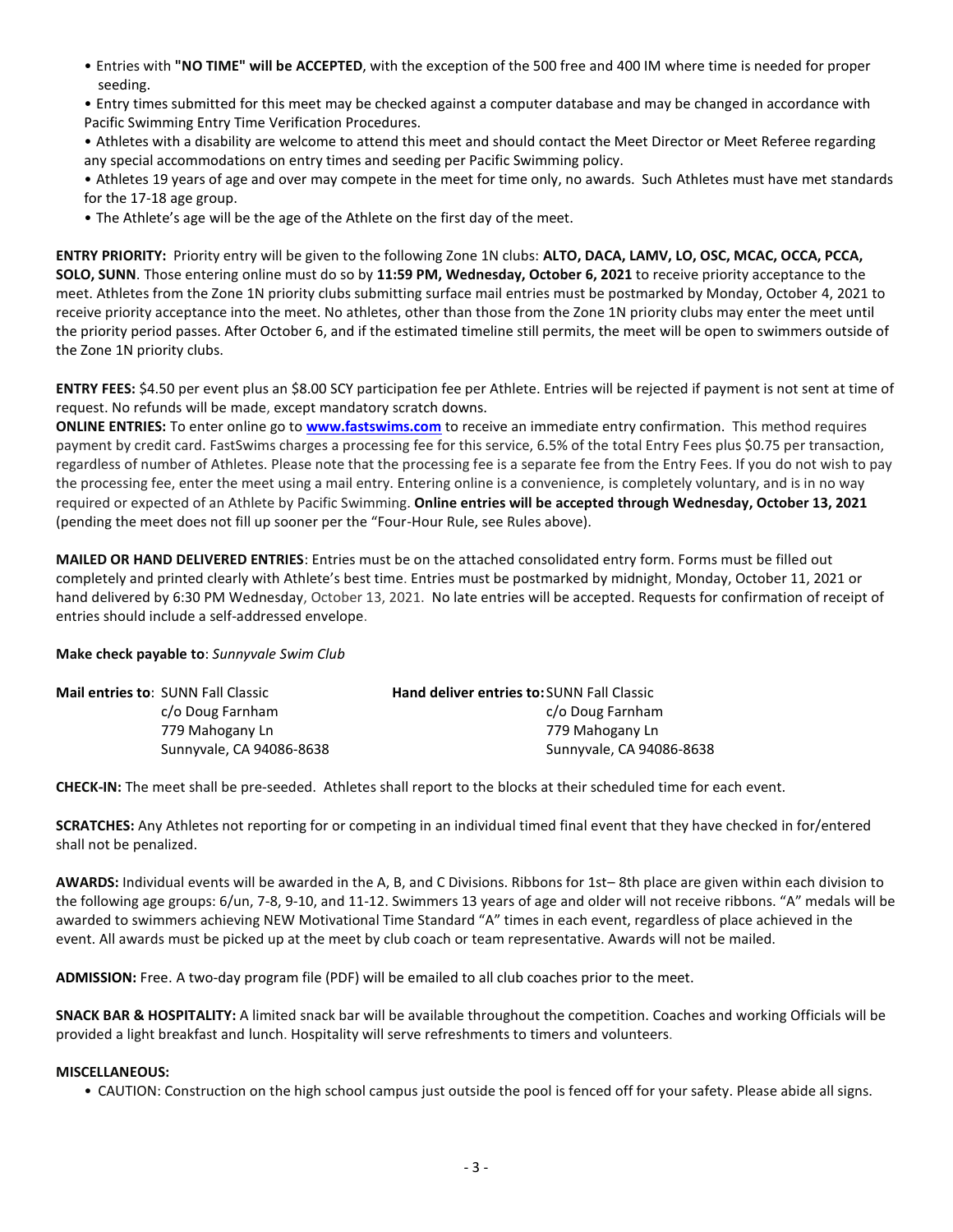- Entries with **"NO TIME" will be ACCEPTED**, with the exception of the 500 free and 400 IM where time is needed for proper seeding.
- Entry times submitted for this meet may be checked against a computer database and may be changed in accordance with Pacific Swimming Entry Time Verification Procedures.
- Athletes with a disability are welcome to attend this meet and should contact the Meet Director or Meet Referee regarding any special accommodations on entry times and seeding per Pacific Swimming policy.
- Athletes 19 years of age and over may compete in the meet for time only, no awards. Such Athletes must have met standards for the 17-18 age group.
- The Athlete's age will be the age of the Athlete on the first day of the meet.

**ENTRY PRIORITY:** Priority entry will be given to the following Zone 1N clubs: **ALTO, DACA, LAMV, LO, OSC, MCAC, OCCA, PCCA, SOLO, SUNN**. Those entering online must do so by **11:59 PM, Wednesday, October 6, 2021** to receive priority acceptance to the meet. Athletes from the Zone 1N priority clubs submitting surface mail entries must be postmarked by Monday, October 4, 2021 to receive priority acceptance into the meet. No athletes, other than those from the Zone 1N priority clubs may enter the meet until the priority period passes. After October 6, and if the estimated timeline still permits, the meet will be open to swimmers outside of the Zone 1N priority clubs.

**ENTRY FEES:** $4.50 per event plus an $8.00 SCY participation fee per Athlete. Entries will be rejected if payment is not sent at time of request. No refunds will be made, except mandatory scratch downs.

**ONLINE ENTRIES:** To enter online go to **www.fastswims.com** to receive an immediate entry confirmation. This method requires payment by credit card. FastSwims charges a processing fee for this service, 6.5% of the total Entry Fees plus $0.75 per transaction, regardless of number of Athletes. Please note that the processing fee is a separate fee from the Entry Fees. If you do not wish to pay the processing fee, enter the meet using a mail entry. Entering online is a convenience, is completely voluntary, and is in no way required or expected of an Athlete by Pacific Swimming. **Online entries will be accepted through Wednesday, October 13, 2021** (pending the meet does not fill up sooner per the "Four-Hour Rule, see Rules above).

**MAILED OR HAND DELIVERED ENTRIES**: Entries must be on the attached consolidated entry form. Forms must be filled out completely and printed clearly with Athlete's best time. Entries must be postmarked by midnight, Monday, October 11, 2021 or hand delivered by 6:30 PM Wednesday, October 13, 2021. No late entries will be accepted. Requests for confirmation of receipt of entries should include a self-addressed envelope.

**Make check payable to**: *Sunnyvale Swim Club*

| **Mail entries to**: | **Hand deliver entries to:** |
|---|---|
| SUNN Fall Classic | SUNN Fall Classic |
| c/o Doug Farnham | c/o Doug Farnham |
| 779 Mahogany Ln | 779 Mahogany Ln |
| Sunnyvale, CA 94086-8638 | Sunnyvale, CA 94086-8638 |

**CHECK-IN:** The meet shall be pre-seeded. Athletes shall report to the blocks at their scheduled time for each event.

**SCRATCHES:** Any Athletes not reporting for or competing in an individual timed final event that they have checked in for/entered shall not be penalized.

**AWARDS:** Individual events will be awarded in the A, B, and C Divisions. Ribbons for 1st– 8th place are given within each division to the following age groups: 6/un, 7-8, 9-10, and 11-12. Swimmers 13 years of age and older will not receive ribbons. "A" medals will be awarded to swimmers achieving NEW Motivational Time Standard "A" times in each event, regardless of place achieved in the event. All awards must be picked up at the meet by club coach or team representative. Awards will not be mailed.

**ADMISSION:** Free. A two-day program file (PDF) will be emailed to all club coaches prior to the meet.

**SNACK BAR & HOSPITALITY:** A limited snack bar will be available throughout the competition. Coaches and working Officials will be provided a light breakfast and lunch. Hospitality will serve refreshments to timers and volunteers.

**MISCELLANEOUS:**

- CAUTION: Construction on the high school campus just outside the pool is fenced off for your safety. Please abide all signs.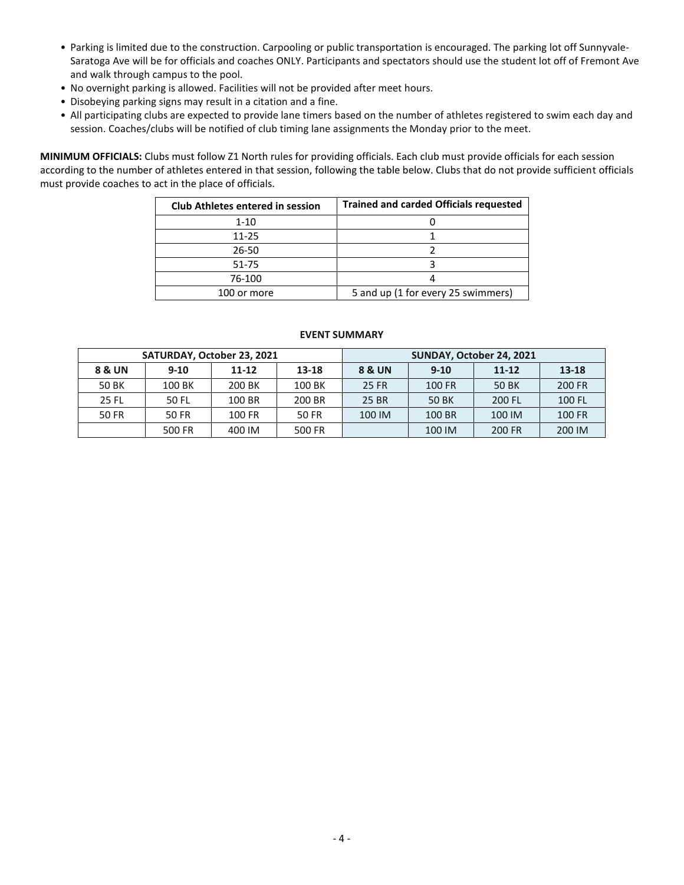- Parking is limited due to the construction. Carpooling or public transportation is encouraged. The parking lot off Sunnyvale-Saratoga Ave will be for officials and coaches ONLY. Participants and spectators should use the student lot off of Fremont Ave and walk through campus to the pool.
- No overnight parking is allowed. Facilities will not be provided after meet hours.
- Disobeying parking signs may result in a citation and a fine.
- All participating clubs are expected to provide lane timers based on the number of athletes registered to swim each day and session. Coaches/clubs will be notified of club timing lane assignments the Monday prior to the meet.

**MINIMUM OFFICIALS:** Clubs must follow Z1 North rules for providing officials. Each club must provide officials for each session according to the number of athletes entered in that session, following the table below. Clubs that do not provide sufficient officials must provide coaches to act in the place of officials.

| Club Athletes entered in session | Trained and carded Officials requested |
|---|---|
| 1-10 | 0 |
| 11-25 | 1 |
| 26-50 | 2 |
| 51-75 | 3 |
| 76-100 | 4 |
| 100 or more | 5 and up (1 for every 25 swimmers) |

**EVENT SUMMARY**

| SATURDAY, October 23, 2021 | | | | SUNDAY, October 24, 2021 | | | |
|---|---|---|---|---|---|---|---|
| **8 & UN** | **9-10** | **11-12** | **13-18** | **8 & UN** | **9-10** | **11-12** | **13-18** |
| 50 BK | 100 BK | 200 BK | 100 BK | 25 FR | 100 FR | 50 BK | 200 FR |
| 25 FL | 50 FL | 100 BR | 200 BR | 25 BR | 50 BK | 200 FL | 100 FL |
| 50 FR | 50 FR | 100 FR | 50 FR | 100 IM | 100 BR | 100 IM | 100 FR |
| | 500 FR | 400 IM | 500 FR | | 100 IM | 200 FR | 200 IM |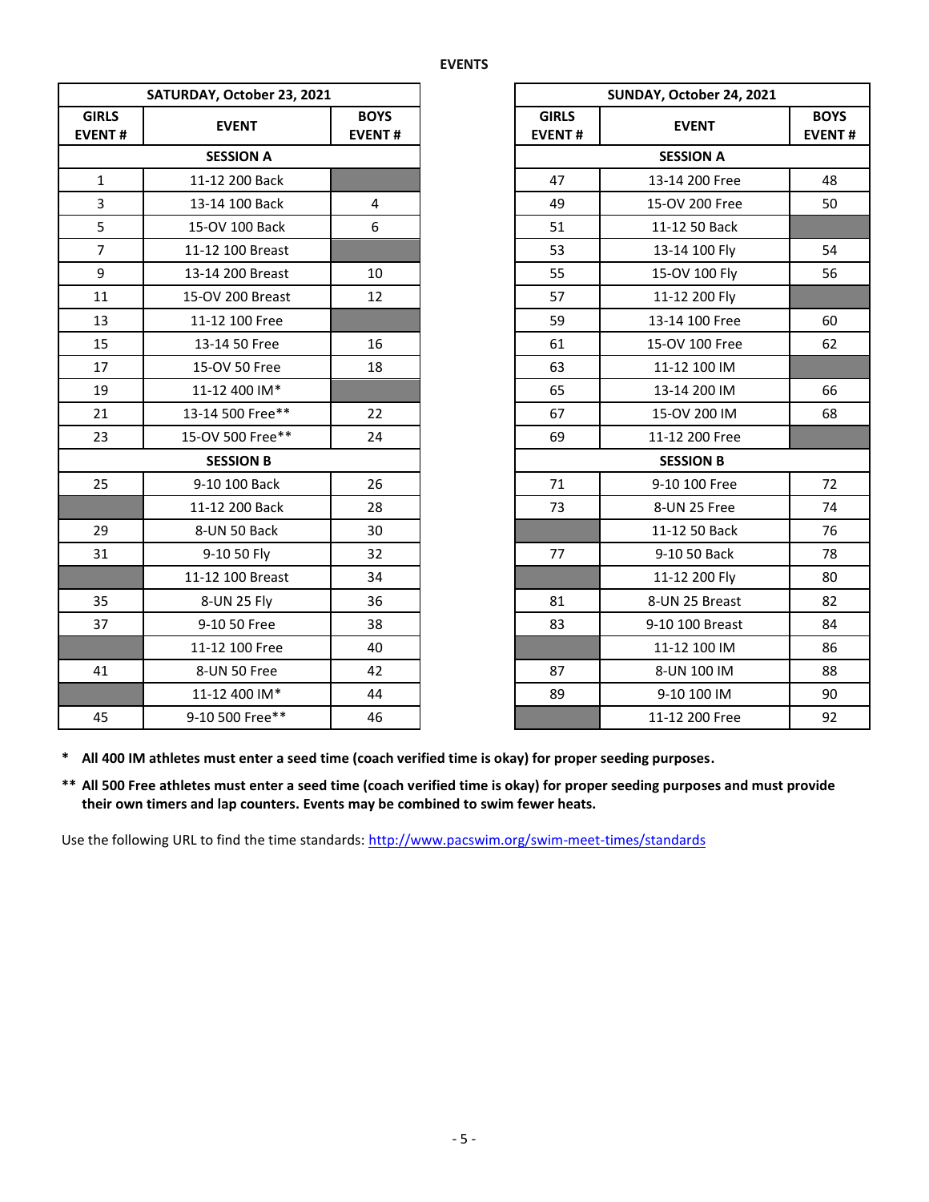## EVENTS

| SATURDAY, October 23, 2021 | | |
|---|---|---|
| **GIRLS EVENT #** | **EVENT** | **BOYS EVENT #** |
| **SESSION A** | | |
| 1 | 11-12 200 Back | |
| 3 | 13-14 100 Back | 4 |
| 5 | 15-OV 100 Back | 6 |
| 7 | 11-12 100 Breast | |
| 9 | 13-14 200 Breast | 10 |
| 11 | 15-OV 200 Breast | 12 |
| 13 | 11-12 100 Free | |
| 15 | 13-14 50 Free | 16 |
| 17 | 15-OV 50 Free | 18 |
| 19 | 11-12 400 IM* | |
| 21 | 13-14 500 Free** | 22 |
| 23 | 15-OV 500 Free** | 24 |
| **SESSION B** | | |
| 25 | 9-10 100 Back | 26 |
| | 11-12 200 Back | 28 |
| 29 | 8-UN 50 Back | 30 |
| 31 | 9-10 50 Fly | 32 |
| | 11-12 100 Breast | 34 |
| 35 | 8-UN 25 Fly | 36 |
| 37 | 9-10 50 Free | 38 |
| | 11-12 100 Free | 40 |
| 41 | 8-UN 50 Free | 42 |
| | 11-12 400 IM* | 44 |
| 45 | 9-10 500 Free** | 46 |

| SUNDAY, October 24, 2021 | | |
|---|---|---|
| **GIRLS EVENT #** | **EVENT** | **BOYS EVENT #** |
| **SESSION A** | | |
| 47 | 13-14 200 Free | 48 |
| 49 | 15-OV 200 Free | 50 |
| 51 | 11-12 50 Back | |
| 53 | 13-14 100 Fly | 54 |
| 55 | 15-OV 100 Fly | 56 |
| 57 | 11-12 200 Fly | |
| 59 | 13-14 100 Free | 60 |
| 61 | 15-OV 100 Free | 62 |
| 63 | 11-12 100 IM | |
| 65 | 13-14 200 IM | 66 |
| 67 | 15-OV 200 IM | 68 |
| 69 | 11-12 200 Free | |
| **SESSION B** | | |
| 71 | 9-10 100 Free | 72 |
| 73 | 8-UN 25 Free | 74 |
| | 11-12 50 Back | 76 |
| 77 | 9-10 50 Back | 78 |
| | 11-12 200 Fly | 80 |
| 81 | 8-UN 25 Breast | 82 |
| 83 | 9-10 100 Breast | 84 |
| | 11-12 100 IM | 86 |
| 87 | 8-UN 100 IM | 88 |
| 89 | 9-10 100 IM | 90 |
| | 11-12 200 Free | 92 |

**\* All 400 IM athletes must enter a seed time (coach verified time is okay) for proper seeding purposes.**

**\*\* All 500 Free athletes must enter a seed time (coach verified time is okay) for proper seeding purposes and must provide their own timers and lap counters. Events may be combined to swim fewer heats.**

Use the following URL to find the time standards: http://www.pacswim.org/swim-meet-times/standards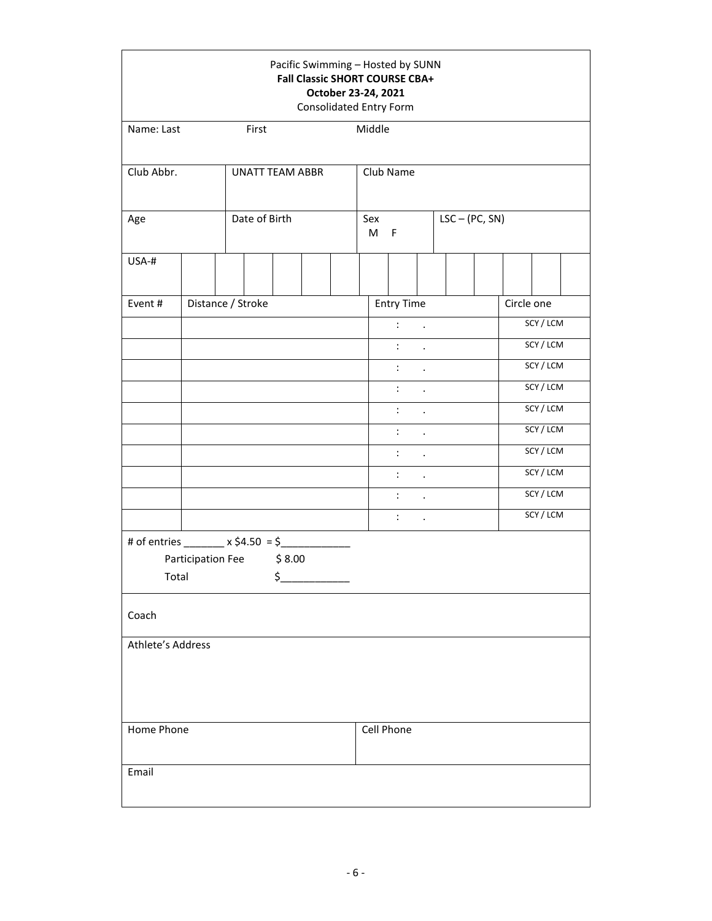Pacific Swimming – Hosted by SUNN

**Fall Classic SHORT COURSE CBA+**

**October 23-24, 2021**

Consolidated Entry Form

| Name: Last | First | Middle |
|---|---|---|
| | | |

| Club Abbr. | UNATT TEAM ABBR | Club Name |
|---|---|---|
| | | |

| Age | Date of Birth | Sex M F | LSC – (PC, SN) |
|---|---|---|---|
| | | | |

| USA-# | | | | | | | | | | | | | | |
|---|---|---|---|---|---|---|---|---|---|---|---|---|---|---|
| | | | | | | | | | | | | | | |

| Event # | Distance / Stroke | Entry Time | Circle one |
|---|---|---|---|
| | | : . | SCY / LCM |
| | | : . | SCY / LCM |
| | | : . | SCY / LCM |
| | | : . | SCY / LCM |
| | | : . | SCY / LCM |
| | | : . | SCY / LCM |
| | | : . | SCY / LCM |
| | | : . | SCY / LCM |
| | | : . | SCY / LCM |
| | | : . | SCY / LCM |

# of entries _______ x $4.50 = $____________

Participation Fee $ 8.00

Total $____________

Coach

Athlete's Address

| Home Phone | Cell Phone |
|---|---|
| | |

Email